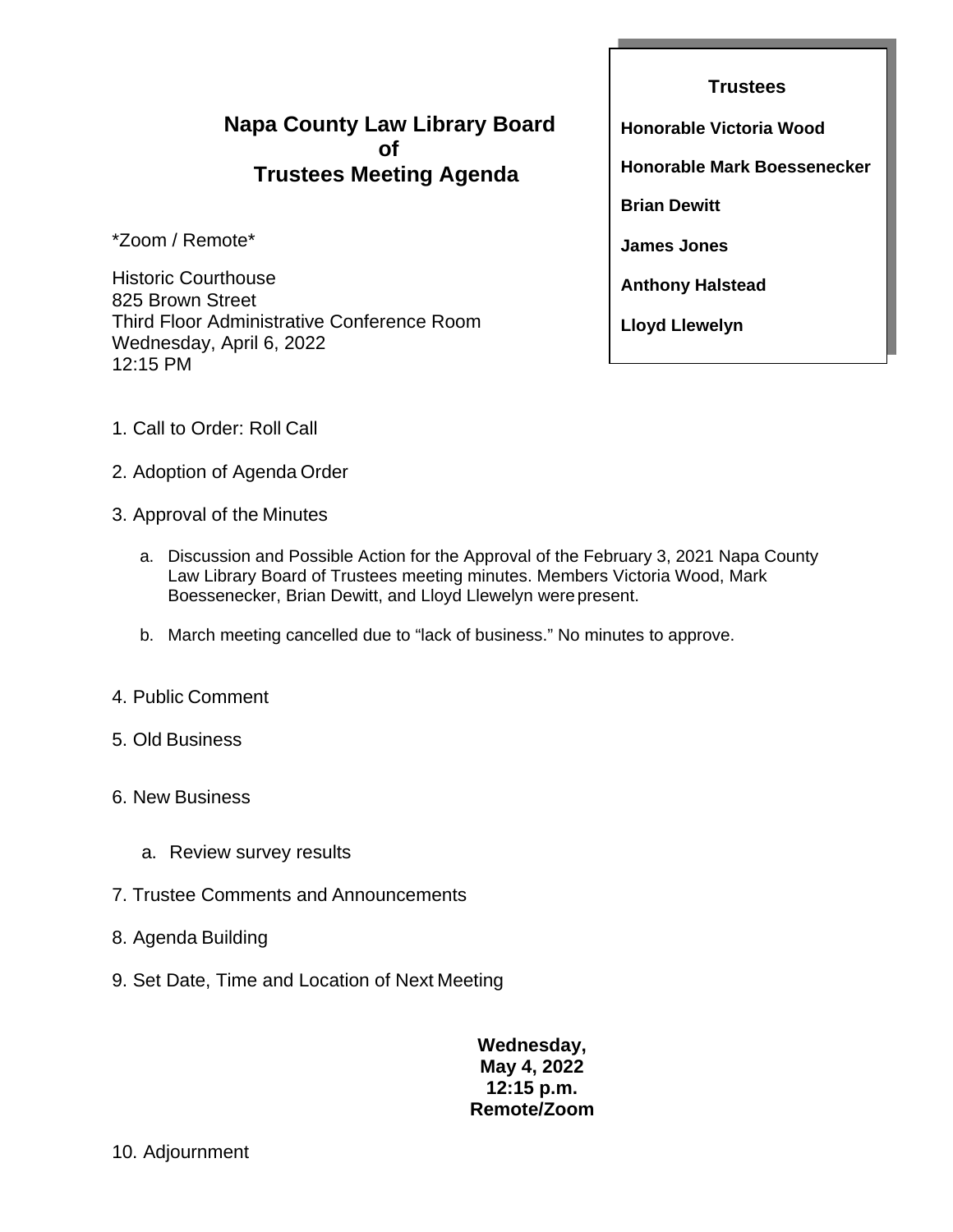# Napa County Law Library Board of Trustees Meeting Agenda

**Trustees**

**Honorable Victoria Wood**

**Honorable Mark Boessenecker**

**Brian Dewitt**

**James Jones**

**Anthony Halstead**

**Lloyd Llewelyn**

*Zoom / Remote*

Historic Courthouse
825 Brown Street
Third Floor Administrative Conference Room
Wednesday, April 6, 2022
12:15 PM

1. Call to Order: Roll Call

2. Adoption of Agenda Order

3. Approval of the Minutes

   a. Discussion and Possible Action for the Approval of the February 3, 2021 Napa County Law Library Board of Trustees meeting minutes. Members Victoria Wood, Mark Boessenecker, Brian Dewitt, and Lloyd Llewelyn were present.

   b. March meeting cancelled due to "lack of business." No minutes to approve.

4. Public Comment

5. Old Business

6. New Business

   a. Review survey results

7. Trustee Comments and Announcements

8. Agenda Building

9. Set Date, Time and Location of Next Meeting

**Wednesday,**
**May 4, 2022**
**12:15 p.m.**
**Remote/Zoom**

10. Adjournment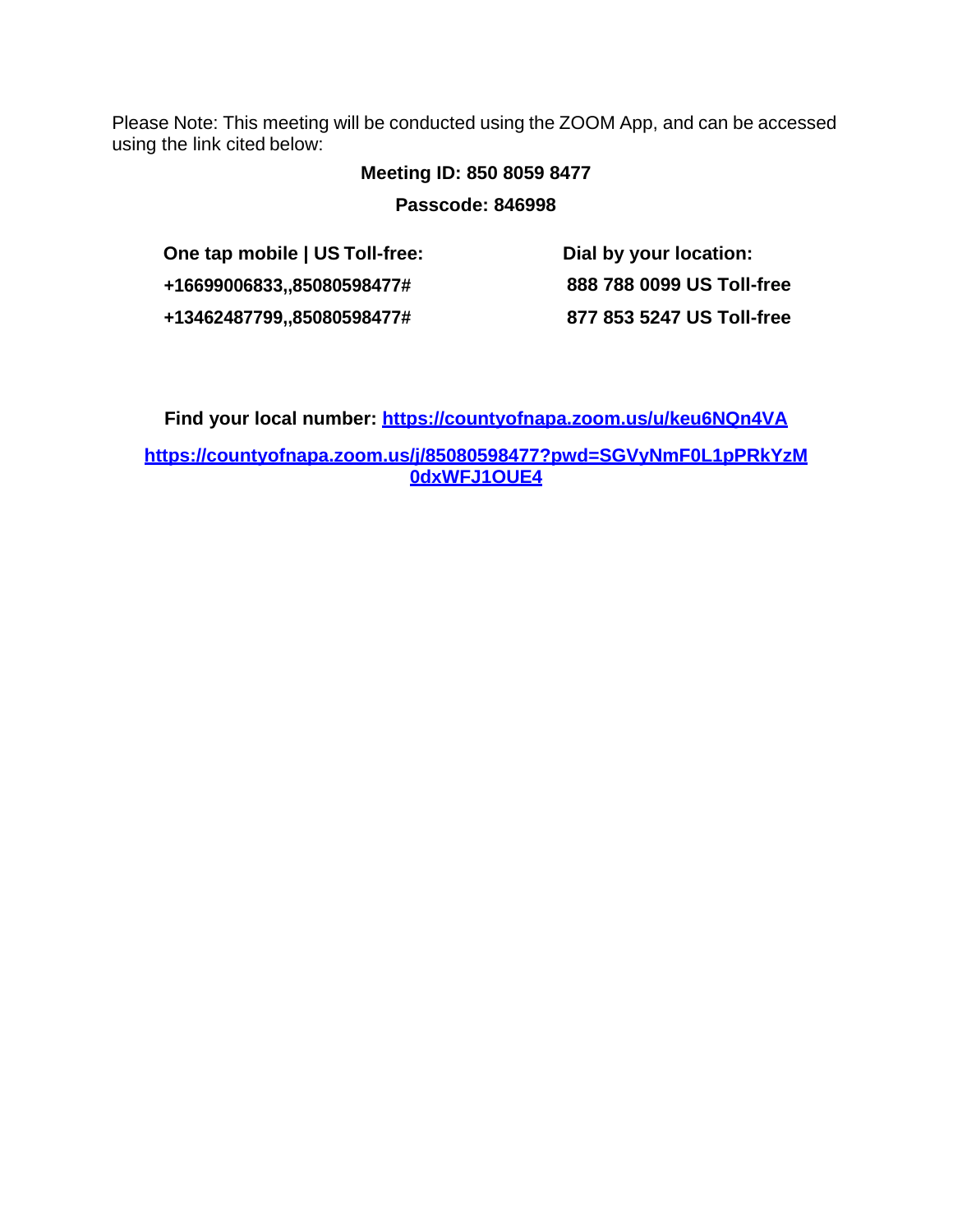Please Note: This meeting will be conducted using the ZOOM App, and can be accessed using the link cited below:

**Meeting ID: 850 8059 8477**

**Passcode: 846998**

| **One tap mobile \| US Toll-free:** | **Dial by your location:** |
|---|---|
| **+16699006833,,85080598477#** | **888 788 0099 US Toll-free** |
| **+13462487799,,85080598477#** | **877 853 5247 US Toll-free** |

**Find your local number: https://countyofnapa.zoom.us/u/keu6NQn4VA**

**https://countyofnapa.zoom.us/j/85080598477?pwd=SGVyNmF0L1pPRkYzM0dxWFJ1OUE4**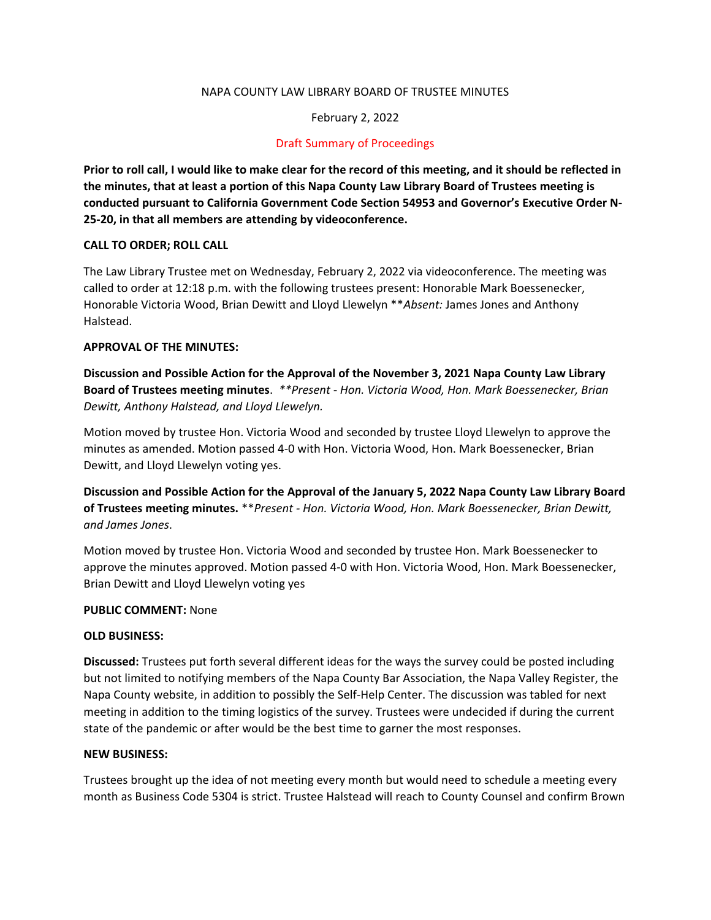NAPA COUNTY LAW LIBRARY BOARD OF TRUSTEE MINUTES

February 2, 2022

Draft Summary of Proceedings

**Prior to roll call, I would like to make clear for the record of this meeting, and it should be reflected in the minutes, that at least a portion of this Napa County Law Library Board of Trustees meeting is conducted pursuant to California Government Code Section 54953 and Governor's Executive Order N-25-20, in that all members are attending by videoconference.**

**CALL TO ORDER; ROLL CALL**

The Law Library Trustee met on Wednesday, February 2, 2022 via videoconference. The meeting was called to order at 12:18 p.m. with the following trustees present: Honorable Mark Boessenecker, Honorable Victoria Wood, Brian Dewitt and Lloyd Llewelyn \*\**Absent:* James Jones and Anthony Halstead.

**APPROVAL OF THE MINUTES:**

**Discussion and Possible Action for the Approval of the November 3, 2021 Napa County Law Library Board of Trustees meeting minutes**. *\*\*Present - Hon. Victoria Wood, Hon. Mark Boessenecker, Brian Dewitt, Anthony Halstead, and Lloyd Llewelyn.*

Motion moved by trustee Hon. Victoria Wood and seconded by trustee Lloyd Llewelyn to approve the minutes as amended. Motion passed 4-0 with Hon. Victoria Wood, Hon. Mark Boessenecker, Brian Dewitt, and Lloyd Llewelyn voting yes.

**Discussion and Possible Action for the Approval of the January 5, 2022 Napa County Law Library Board of Trustees meeting minutes.** \*\**Present - Hon. Victoria Wood, Hon. Mark Boessenecker, Brian Dewitt, and James Jones*.

Motion moved by trustee Hon. Victoria Wood and seconded by trustee Hon. Mark Boessenecker to approve the minutes approved. Motion passed 4-0 with Hon. Victoria Wood, Hon. Mark Boessenecker, Brian Dewitt and Lloyd Llewelyn voting yes

**PUBLIC COMMENT:** None

**OLD BUSINESS:**

**Discussed:** Trustees put forth several different ideas for the ways the survey could be posted including but not limited to notifying members of the Napa County Bar Association, the Napa Valley Register, the Napa County website, in addition to possibly the Self-Help Center. The discussion was tabled for next meeting in addition to the timing logistics of the survey. Trustees were undecided if during the current state of the pandemic or after would be the best time to garner the most responses.

**NEW BUSINESS:**

Trustees brought up the idea of not meeting every month but would need to schedule a meeting every month as Business Code 5304 is strict. Trustee Halstead will reach to County Counsel and confirm Brown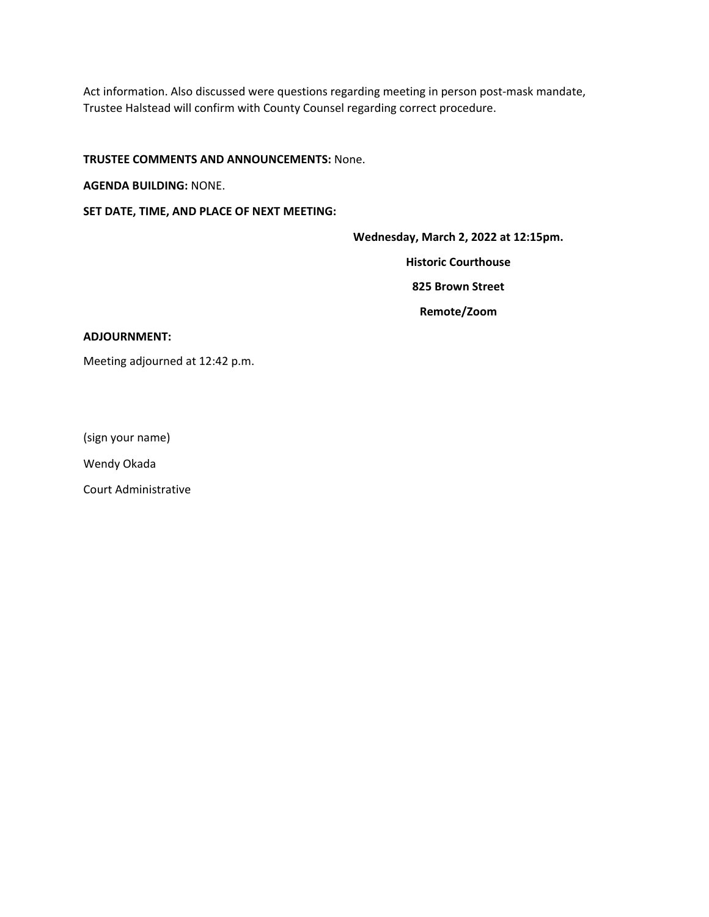Act information. Also discussed were questions regarding meeting in person post-mask mandate, Trustee Halstead will confirm with County Counsel regarding correct procedure.

**TRUSTEE COMMENTS AND ANNOUNCEMENTS:** None.

**AGENDA BUILDING:** NONE.

**SET DATE, TIME, AND PLACE OF NEXT MEETING:**

**Wednesday, March 2, 2022 at 12:15pm.**

**Historic Courthouse**

**825 Brown Street**

**Remote/Zoom**

**ADJOURNMENT:**

Meeting adjourned at 12:42 p.m.

(sign your name)

Wendy Okada

Court Administrative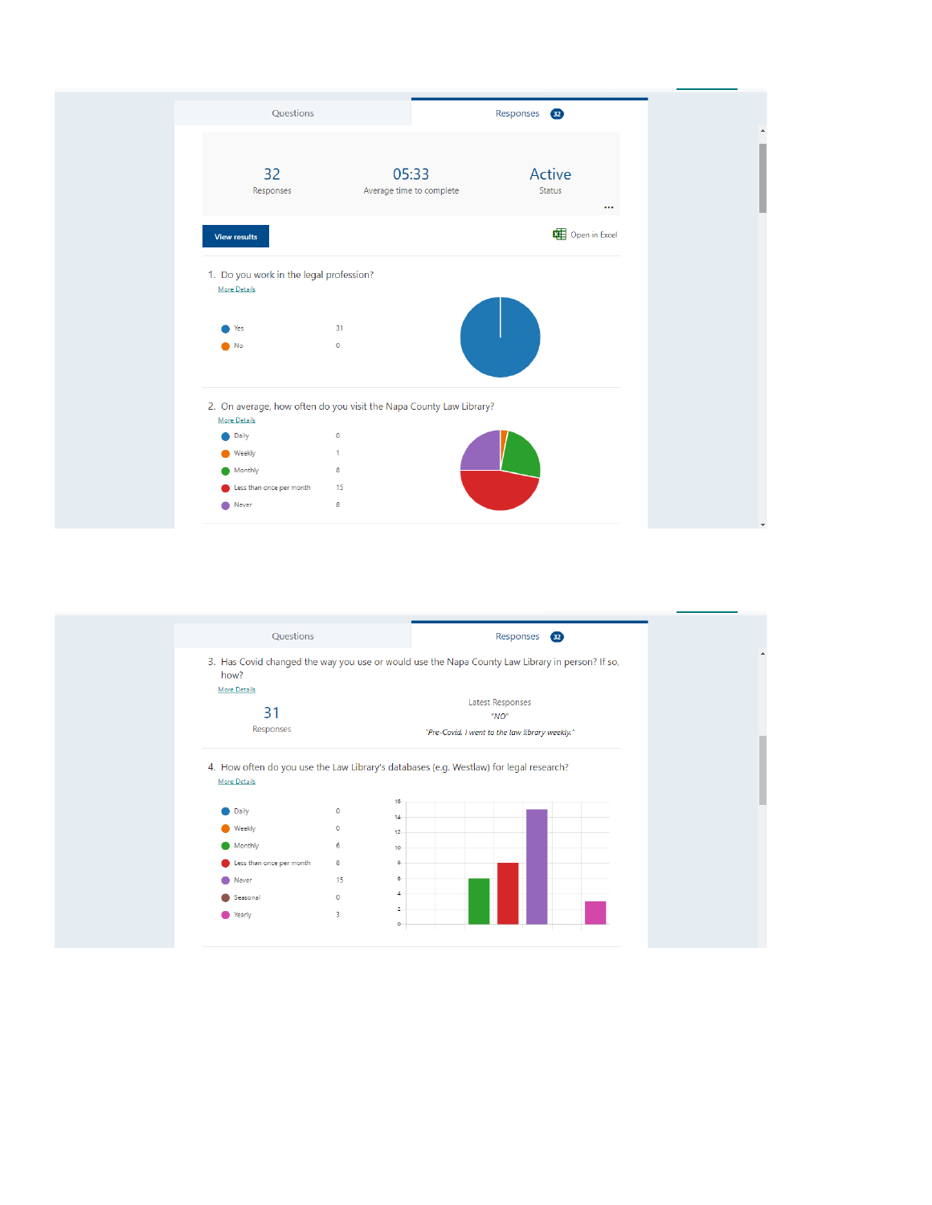Questions | Responses 32

| 32 | 05:33 | Active |
|---|---|---|
| Responses | Average time to complete | Status |

View results

Open in Excel

1. Do you work in the legal profession?

More Details

| Option | Count |
|---|---|
| Yes | 31 |
| No | 0 |

2. On average, how often do you visit the Napa County Law Library?

More Details

| Option | Count |
|---|---|
| Daily | 0 |
| Weekly | 1 |
| Monthly | 8 |
| Less than once per month | 15 |
| Never | 8 |

Questions | Responses 32

3. Has Covid changed the way you use or would use the Napa County Law Library in person? If so, how?

More Details

31

Responses

Latest Responses

"NO"

*"Pre-Covid, I went to the law library weekly."*

4. How often do you use the Law Library's databases (e.g. Westlaw) for legal research?

More Details

| Option | Count |
|---|---|
| Daily | 0 |
| Weekly | 0 |
| Monthly | 6 |
| Less than once per month | 8 |
| Never | 15 |
| Seasonal | 0 |
| Yearly | 3 |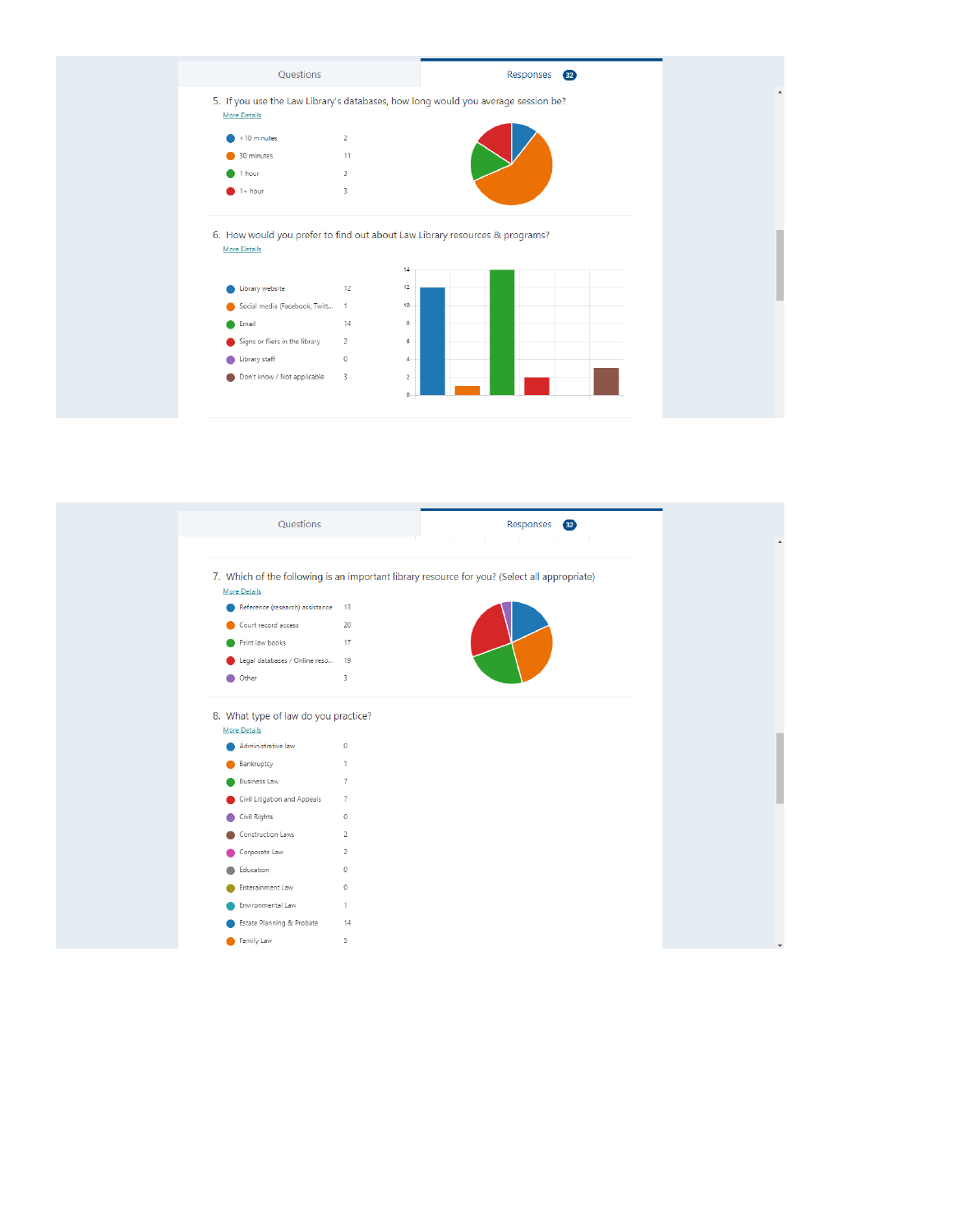Questions | Responses 32

5. If you use the Law Library's databases, how long would you average session be?

More Details

| Response | Count |
|---|---|
| < 10 minutes | 2 |
| 30 minutes | 11 |
| 1 hour | 3 |
| 1+ hour | 3 |

6. How would you prefer to find out about Law Library resources & programs?

More Details

| Response | Count |
|---|---|
| Library website | 12 |
| Social media (Facebook, Twitt... | 1 |
| Email | 14 |
| Signs or fliers in the library | 2 |
| Library staff | 0 |
| Don't know / Not applicable | 3 |

Questions | Responses 32

7. Which of the following is an important library resource for you? (Select all appropriate)

More Details

| Response | Count |
|---|---|
| Reference (research) assistance | 13 |
| Court record access | 20 |
| Print law books | 17 |
| Legal databases / Online reso... | 19 |
| Other | 3 |

8. What type of law do you practice?

More Details

| Response | Count |
|---|---|
| Administrative law | 0 |
| Bankruptcy | 1 |
| Business Law | 7 |
| Civil Litigation and Appeals | 7 |
| Civil Rights | 0 |
| Construction Laws | 2 |
| Corporate Law | 2 |
| Education | 0 |
| Entertainment Law | 0 |
| Environmental Law | 1 |
| Estate Planning & Probate | 14 |
| Family Law | 5 |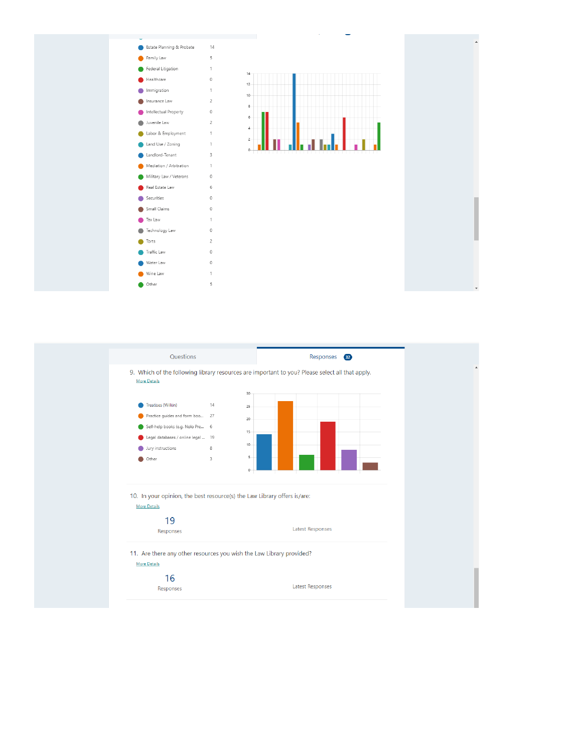| | |
|---|---|
| Estate Planning & Probate | 14 |
| Family Law | 5 |
| Federal Litigation | 1 |
| Healthcare | 0 |
| Immigration | 1 |
| Insurance Law | 2 |
| Intellectual Property | 0 |
| Juvenile Law | 2 |
| Labor & Employment | 1 |
| Land Use / Zoning | 1 |
| Landlord-Tenant | 3 |
| Mediation / Arbitration | 1 |
| Military Law / Veterans | 0 |
| Real Estate Law | 6 |
| Securities | 0 |
| Small Claims | 0 |
| Tax Law | 1 |
| Technology Law | 0 |
| Torts | 2 |
| Traffic Law | 0 |
| Water Law | 0 |
| Wine Law | 1 |
| Other | 5 |

Questions | Responses 32

9. Which of the following library resources are important to you? Please select all that apply.

More Details

| | |
|---|---|
| Treatises (Wilkin) | 14 |
| Practice guides and form boo... | 27 |
| Self-help books (e.g. Nolo Pre... | 6 |
| Legal databases / online legal ... | 19 |
| Jury instructions | 8 |
| Other | 3 |

10. In your opinion, the best resource(s) the Law Library offers is/are:

More Details

19 Responses

Latest Responses

11. Are there any other resources you wish the Law Library provided?

More Details

16 Responses

Latest Responses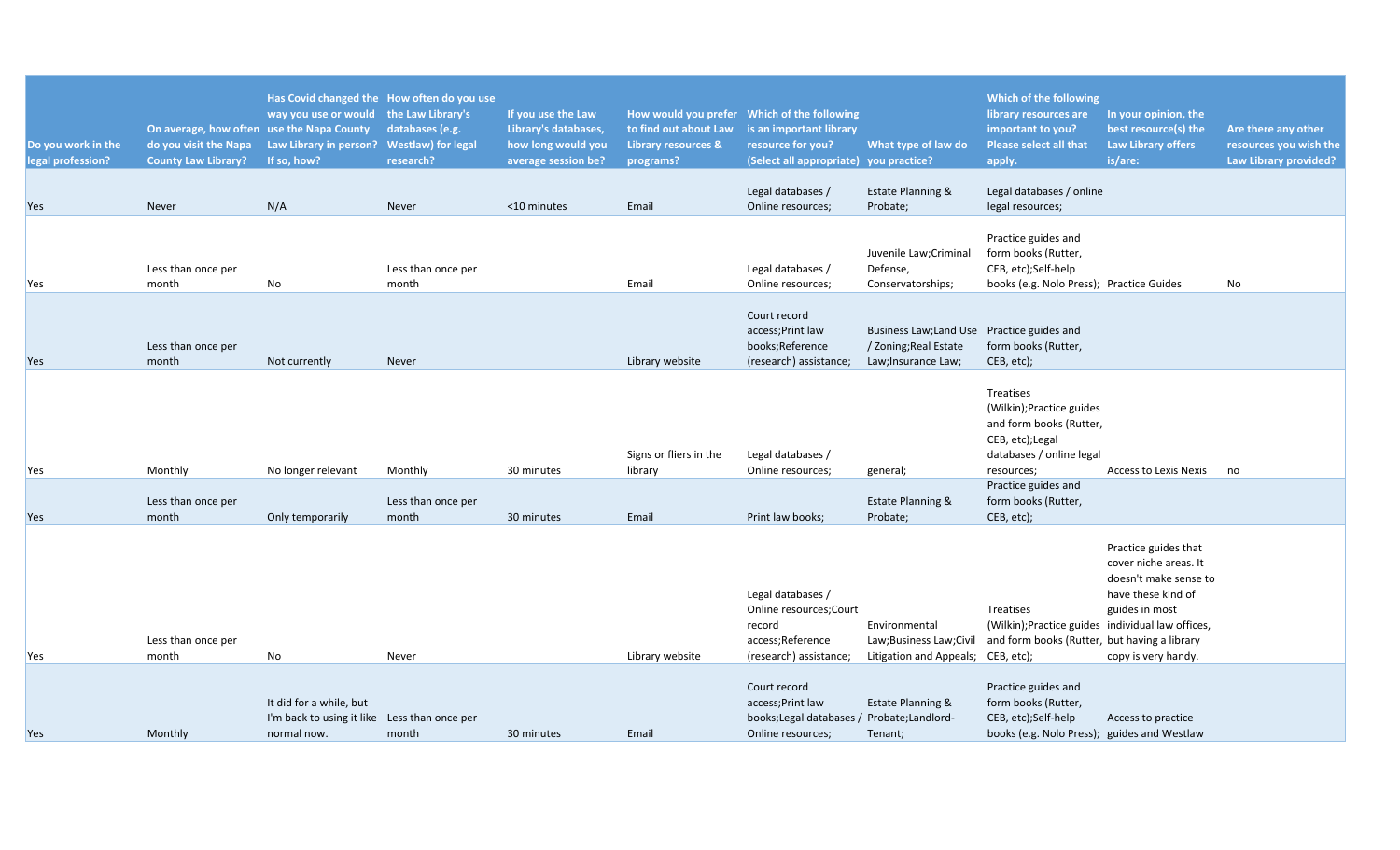| Do you work in the legal profession? | On average, how often do you visit the Napa County Law Library? | Has Covid changed the way you use or would use the Napa County Law Library in person? If so, how? | How often do you use the Law Library's databases (e.g. Westlaw) for legal research? | If you use the Law Library's databases, how long would you average session be? | How would you prefer to find out about Law Library resources & programs? | Which of the following is an important library resource for you? (Select all appropriate) | What type of law do you practice? | Which of the following library resources are important to you? Please select all that apply. | In your opinion, the best resource(s) the Law Library offers is/are: | Are there any other resources you wish the Law Library provided? |
|---|---|---|---|---|---|---|---|---|---|---|
| Yes | Never | N/A | Never | <10 minutes | Email | Legal databases / Online resources; | Estate Planning & Probate; | Legal databases / online legal resources; | | |
| Yes | Less than once per month | No | Less than once per month | | Email | Legal databases / Online resources; | Juvenile Law;Criminal Defense, Conservatorships; | Practice guides and form books (Rutter, CEB, etc);Self-help books (e.g. Nolo Press); | Practice Guides | No |
| Yes | Less than once per month | Not currently | Never | | Library website | Court record access;Print law books;Reference (research) assistance; | Business Law;Land Use / Zoning;Real Estate Law;Insurance Law; | Practice guides and form books (Rutter, CEB, etc); | | |
| Yes | Monthly | No longer relevant | Monthly | 30 minutes | Signs or fliers in the library | Legal databases / Online resources; | general; | Treatises (Wilkin);Practice guides and form books (Rutter, CEB, etc);Legal databases / online legal resources; | Access to Lexis Nexis | no |
| Yes | Less than once per month | Only temporarily | Less than once per month | 30 minutes | Email | Print law books; | Estate Planning & Probate; | Practice guides and form books (Rutter, CEB, etc); | | |
| Yes | Less than once per month | No | Never | | Library website | Legal databases / Online resources;Court record access;Reference (research) assistance; | Environmental Law;Business Law;Civil Litigation and Appeals; | Treatises (Wilkin);Practice guides and form books (Rutter, CEB, etc); | Practice guides that cover niche areas. It doesn't make sense to have these kind of guides in most individual law offices, but having a library copy is very handy. | |
| Yes | Monthly | It did for a while, but I'm back to using it like normal now. | Less than once per month | 30 minutes | Email | Court record access;Print law books;Legal databases / Online resources; | Estate Planning & Probate;Landlord-Tenant; | Practice guides and form books (Rutter, CEB, etc);Self-help books (e.g. Nolo Press); | Access to practice guides and Westlaw | |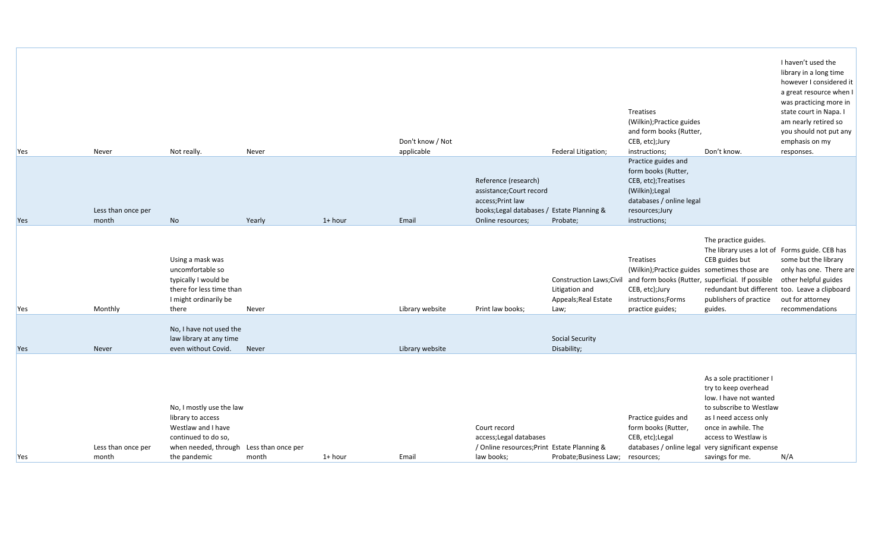| | | | | | | | | | | |
|---|---|---|---|---|---|---|---|---|---|---|
| Yes | Never | Not really. | Never | | Don't know / Not applicable | | Federal Litigation; | Treatises (Wilkin);Practice guides and form books (Rutter, CEB, etc);Jury instructions; | Don't know. | I haven't used the library in a long time however I considered it a great resource when I was practicing more in state court in Napa. I am nearly retired so you should not put any emphasis on my responses. |
| Yes | Less than once per month | No | Yearly | 1+ hour | Email | Reference (research) assistance;Court record access;Print law books;Legal databases / Online resources; | Estate Planning & Probate; | Practice guides and form books (Rutter, CEB, etc);Treatises (Wilkin);Legal databases / online legal resources;Jury instructions; | | |
| Yes | Monthly | Using a mask was uncomfortable so typically I would be there for less time than I might ordinarily be there | Never | | Library website | Print law books; | Construction Laws;Civil Litigation and Appeals;Real Estate Law; | Treatises (Wilkin);Practice guides and form books (Rutter, CEB, etc);Jury instructions;Forms practice guides; | The practice guides. The library uses a lot of CEB guides but sometimes those are superficial. If possible redundant but different publishers of practice guides. | Forms guide. CEB has some but the library only has one. There are other helpful guides too. Leave a clipboard out for attorney recommendations |
| Yes | Never | No, I have not used the law library at any time even without Covid. | Never | | Library website | | Social Security Disability; | | | |
| Yes | Less than once per month | No, I mostly use the law library to access Westlaw and I have continued to do so, when needed, through the pandemic | Less than once per month | 1+ hour | Email | Court record access;Legal databases / Online resources;Print law books; | Estate Planning & Probate;Business Law; | Practice guides and form books (Rutter, CEB, etc);Legal databases / online legal resources; | As a sole practitioner I try to keep overhead low. I have not wanted to subscribe to Westlaw as I need access only once in awhile. The access to Westlaw is very significant expense savings for me. | N/A |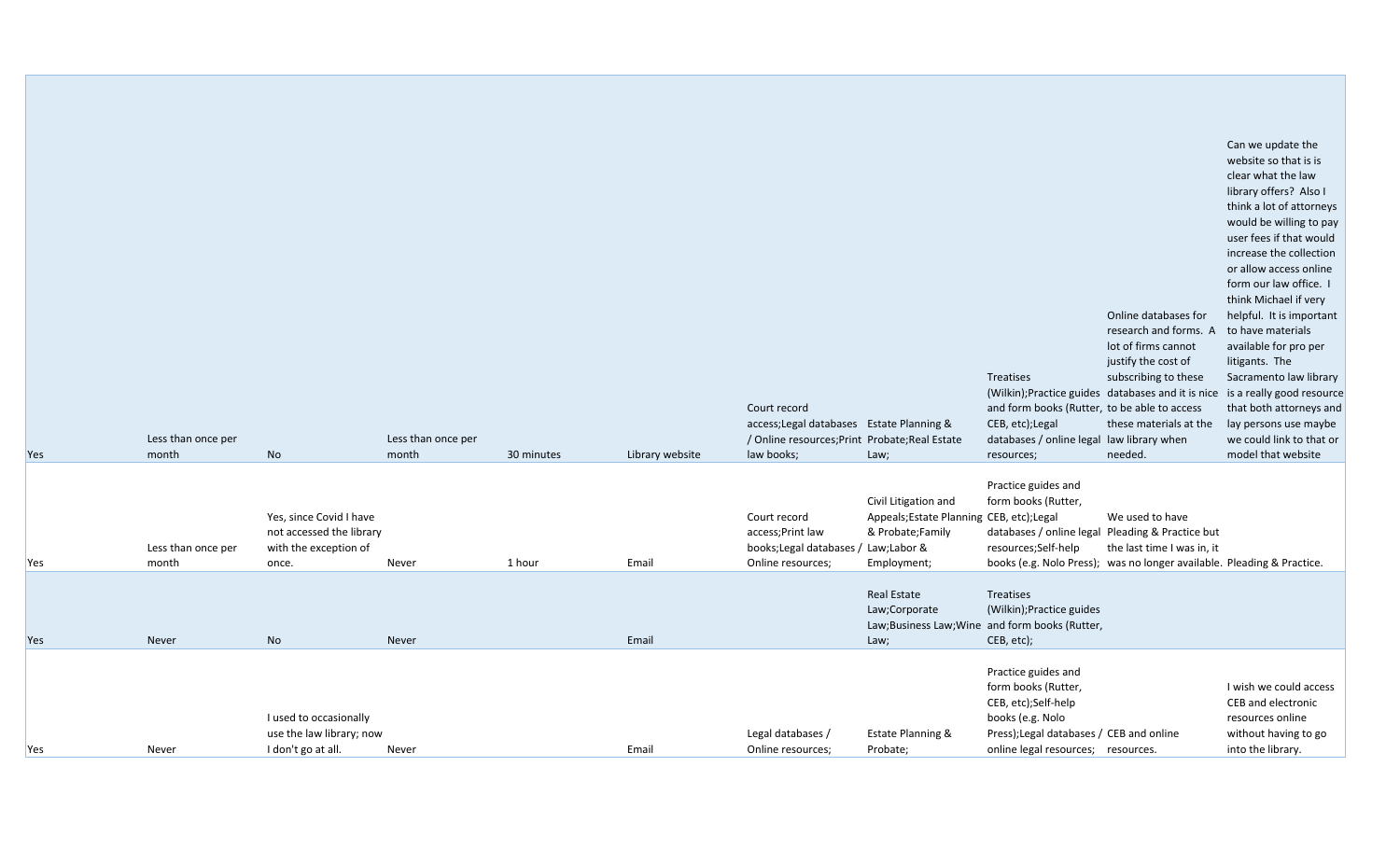| | | | | | | | | | | |
|---|---|---|---|---|---|---|---|---|---|---|
| Yes | Less than once per month | No | Less than once per month | 30 minutes | Library website | Court record access;Legal databases / Online resources;Print law books; | Estate Planning & Probate;Real Estate Law; | Treatises (Wilkin);Practice guides and form books (Rutter, CEB, etc);Legal databases / online legal resources; | Online databases for research and forms. A lot of firms cannot justify the cost of subscribing to these databases and it is nice to be able to access these materials at the law library when needed. | Can we update the website so that is is clear what the law library offers? Also I think a lot of attorneys would be willing to pay user fees if that would increase the collection or allow access online form our law office. I think Michael if very helpful. It is important to have materials available for pro per litigants. The Sacramento law library is a really good resource that both attorneys and lay persons use maybe we could link to that or model that website |
| Yes | Less than once per month | Yes, since Covid I have not accessed the library with the exception of once. | Never | 1 hour | Email | Court record access;Print law books;Legal databases / Online resources; | Civil Litigation and Appeals;Estate Planning & Probate;Family Law;Labor & Employment; | Practice guides and form books (Rutter, CEB, etc);Legal databases / online legal resources;Self-help books (e.g. Nolo Press); | We used to have Pleading & Practice but the last time I was in, it was no longer available. | Pleading & Practice. |
| Yes | Never | No | Never | | Email | | Real Estate Law;Corporate Law;Business Law;Wine Law; | Treatises (Wilkin);Practice guides and form books (Rutter, CEB, etc); | | |
| Yes | Never | I used to occasionally use the law library; now I don't go at all. | Never | | Email | Legal databases / Online resources; | Estate Planning & Probate; | Practice guides and form books (Rutter, CEB, etc);Self-help books (e.g. Nolo Press);Legal databases / online legal resources; | CEB and online resources. | I wish we could access CEB and electronic resources online without having to go into the library. |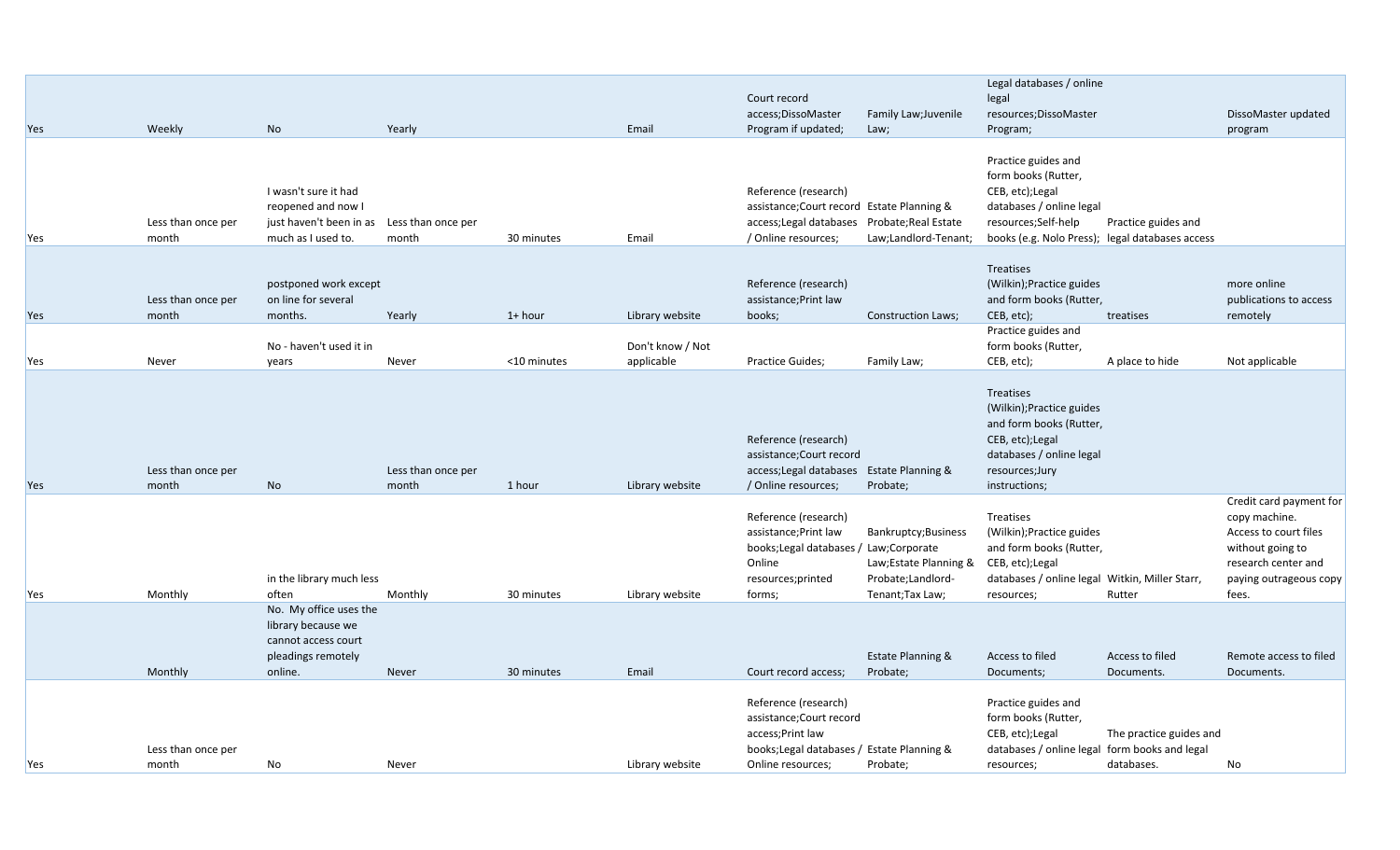| | | | | | | | | | | |
|---|---|---|---|---|---|---|---|---|---|---|
| Yes | Weekly | No | Yearly | | Email | Court record access;DissoMaster Program if updated; | Family Law;Juvenile Law; | Legal databases / online legal resources;DissoMaster Program; | | DissoMaster updated program |
| Yes | Less than once per month | I wasn't sure it had reopened and now I just haven't been in as much as I used to. | Less than once per month | 30 minutes | Email | Reference (research) assistance;Court record access;Legal databases / Online resources; | Estate Planning & Probate;Real Estate Law;Landlord-Tenant; | Practice guides and form books (Rutter, CEB, etc);Legal databases / online legal resources;Self-help books (e.g. Nolo Press); | Practice guides and legal databases access | |
| Yes | Less than once per month | postponed work except on line for several months. | Yearly | 1+ hour | Library website | Reference (research) assistance;Print law books; | Construction Laws; | Treatises (Wilkin);Practice guides and form books (Rutter, CEB, etc); | treatises | more online publications to access remotely |
| Yes | Never | No - haven't used it in years | Never | <10 minutes | Don't know / Not applicable | Practice Guides; | Family Law; | Practice guides and form books (Rutter, CEB, etc); | A place to hide | Not applicable |
| Yes | Less than once per month | No | Less than once per month | 1 hour | Library website | Reference (research) assistance;Court record access;Legal databases / Online resources; | Estate Planning & Probate; | Treatises (Wilkin);Practice guides and form books (Rutter, CEB, etc);Legal databases / online legal resources;Jury instructions; | | |
| Yes | Monthly | in the library much less often | Monthly | 30 minutes | Library website | Reference (research) assistance;Print law books;Legal databases / Online resources;printed forms; | Bankruptcy;Business Law;Corporate Law;Estate Planning & Probate;Landlord-Tenant;Tax Law; | Treatises (Wilkin);Practice guides and form books (Rutter, CEB, etc);Legal databases / online legal resources; | Witkin, Miller Starr, Rutter | Credit card payment for copy machine. Access to court files without going to research center and paying outrageous copy fees. |
| | Monthly | No. My office uses the library because we cannot access court pleadings remotely online. | Never | 30 minutes | Email | Court record access; | Estate Planning & Probate; | Access to filed Documents; | Access to filed Documents. | Remote access to filed Documents. |
| Yes | Less than once per month | No | Never | | Library website | Reference (research) assistance;Court record access;Print law books;Legal databases / Online resources; | Estate Planning & Probate; | Practice guides and form books (Rutter, CEB, etc);Legal databases / online legal resources; | The practice guides and form books and legal databases. | No |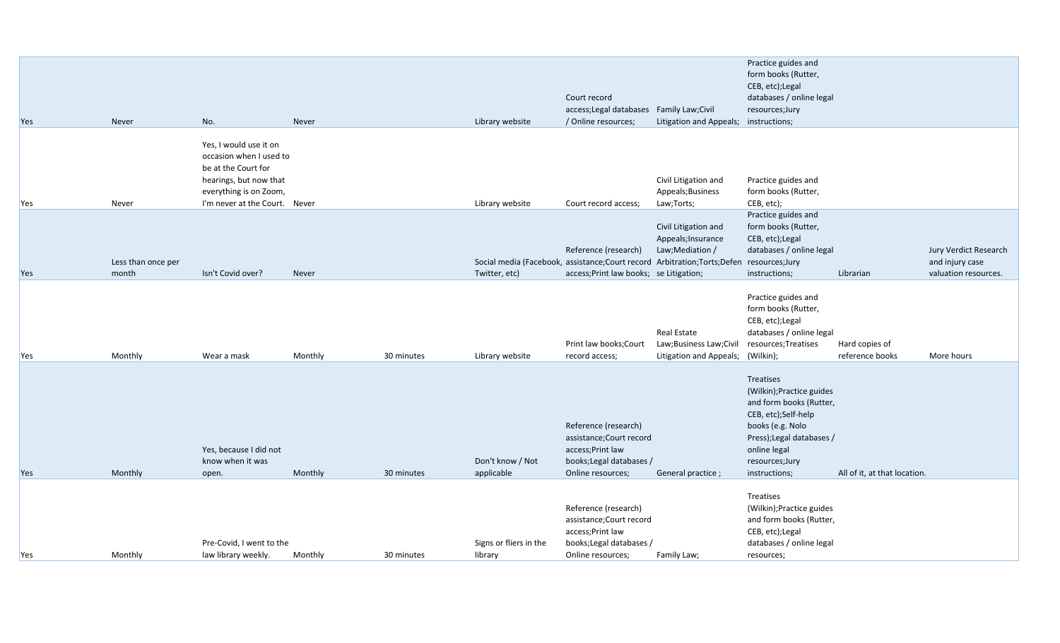|  |  |  |  |  |  |  |  |  |  |  |
|---|---|---|---|---|---|---|---|---|---|---|
| Yes | Never | No. | Never |  | Library website | Court record access;Legal databases / Online resources; | Family Law;Civil Litigation and Appeals; | Practice guides and form books (Rutter, CEB, etc);Legal databases / online legal resources;Jury instructions; |  |  |
| Yes | Never | Yes, I would use it on occasion when I used to be at the Court for hearings, but now that everything is on Zoom, I'm never at the Court. | Never |  | Library website | Court record access; | Civil Litigation and Appeals;Business Law;Torts; | Practice guides and form books (Rutter, CEB, etc); |  |  |
| Yes | Less than once per month | Isn't Covid over? | Never |  | Social media (Facebook, Twitter, etc) | Reference (research) assistance;Court record access;Print law books; | Civil Litigation and Appeals;Insurance Law;Mediation / Arbitration;Torts;Defense Litigation; | Practice guides and form books (Rutter, CEB, etc);Legal databases / online legal resources;Jury instructions; | Librarian | Jury Verdict Research and injury case valuation resources. |
| Yes | Monthly | Wear a mask | Monthly | 30 minutes | Library website | Print law books;Court record access; | Real Estate Law;Business Law;Civil Litigation and Appeals; | Practice guides and form books (Rutter, CEB, etc);Legal databases / online legal resources;Treatises (Wilkin); | Hard copies of reference books | More hours |
| Yes | Monthly | Yes, because I did not know when it was open. | Monthly | 30 minutes | Don't know / Not applicable | Reference (research) assistance;Court record access;Print law books;Legal databases / Online resources; | General practice ; | Treatises (Wilkin);Practice guides and form books (Rutter, CEB, etc);Self-help books (e.g. Nolo Press);Legal databases / online legal resources;Jury instructions; | All of it, at that location. |  |
| Yes | Monthly | Pre-Covid, I went to the law library weekly. | Monthly | 30 minutes | Signs or fliers in the library | Reference (research) assistance;Court record access;Print law books;Legal databases / Online resources; | Family Law; | Treatises (Wilkin);Practice guides and form books (Rutter, CEB, etc);Legal databases / online legal resources; |  |  |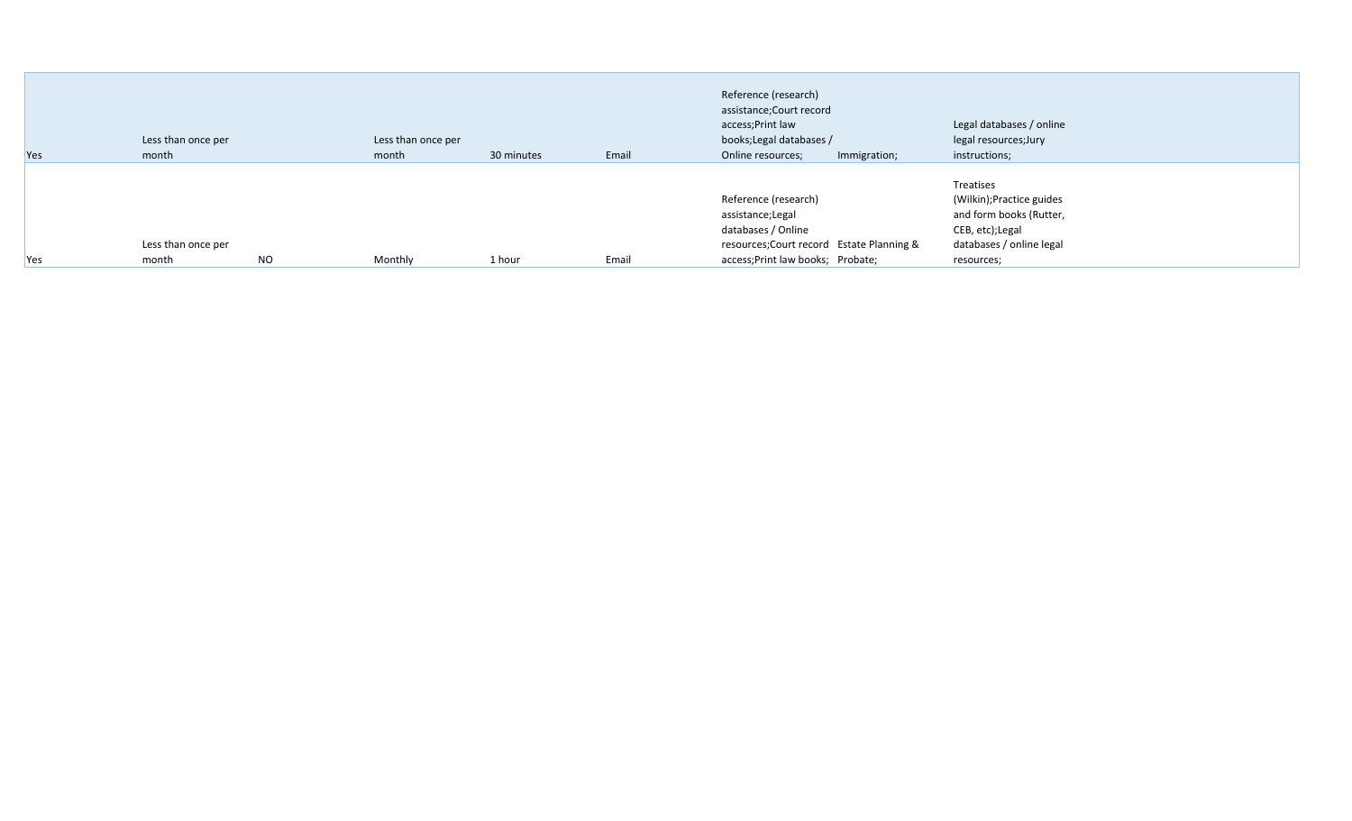| | | | | | | | | |
|---|---|---|---|---|---|---|---|---|
| Yes | Less than once per month | | Less than once per month | 30 minutes | Email | Reference (research) assistance;Court record access;Print law books;Legal databases / Online resources; | Immigration; | Legal databases / online legal resources;Jury instructions; |
| Yes | Less than once per month | NO | Monthly | 1 hour | Email | Reference (research) assistance;Legal databases / Online resources;Court record access;Print law books; | Estate Planning & Probate; | Treatises (Wilkin);Practice guides and form books (Rutter, CEB, etc);Legal databases / online legal resources; |